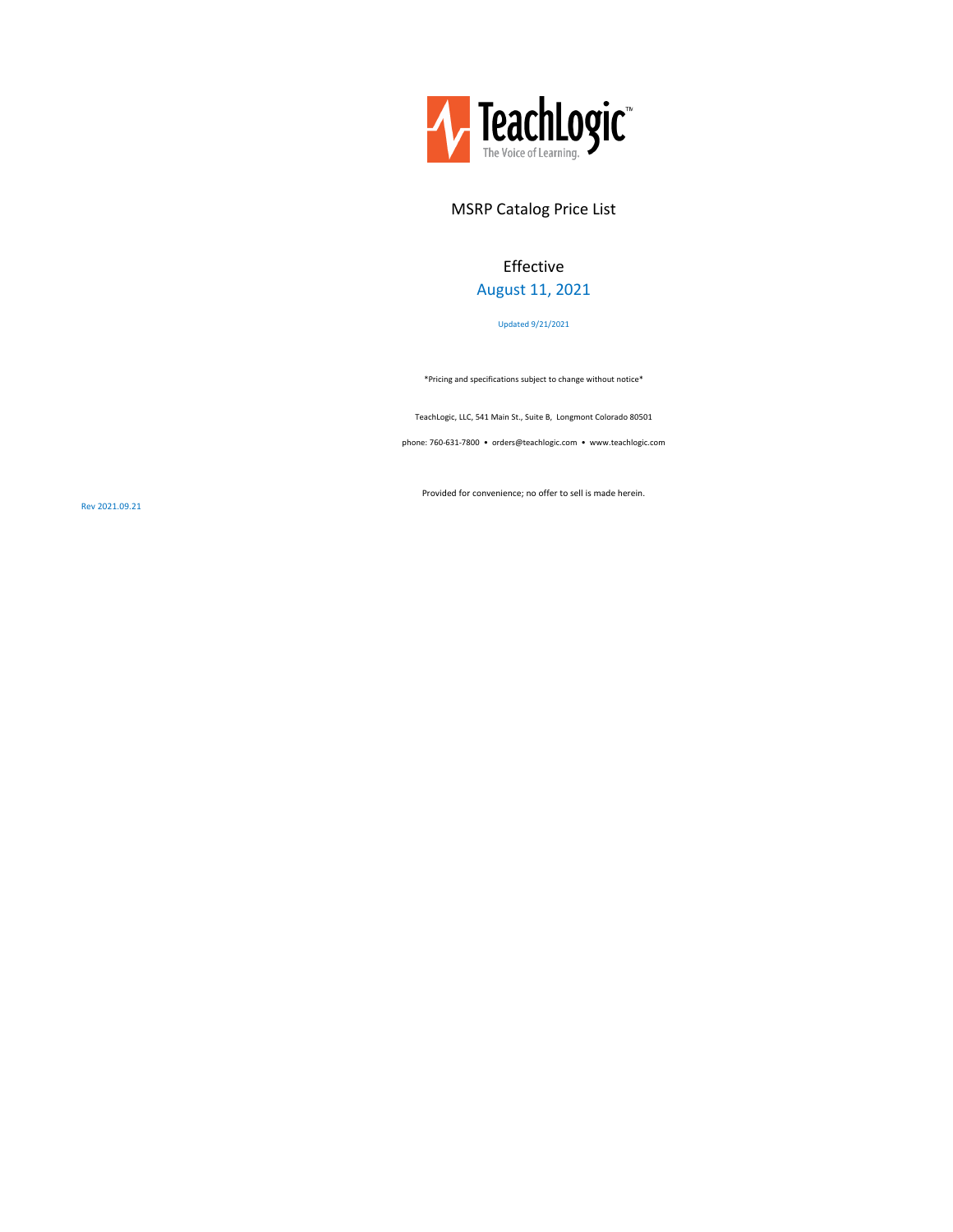# TeachLogic™

The Voice of Learning.

## MSRP Catalog Price List

Effective

August 11, 2021

Updated 9/21/2021

*Pricing and specifications subject to change without notice*

TeachLogic, LLC, 541 Main St., Suite B, Longmont Colorado 80501

phone: 760-631-7800 • orders@teachlogic.com • www.teachlogic.com

Provided for convenience; no offer to sell is made herein.

Rev 2021.09.21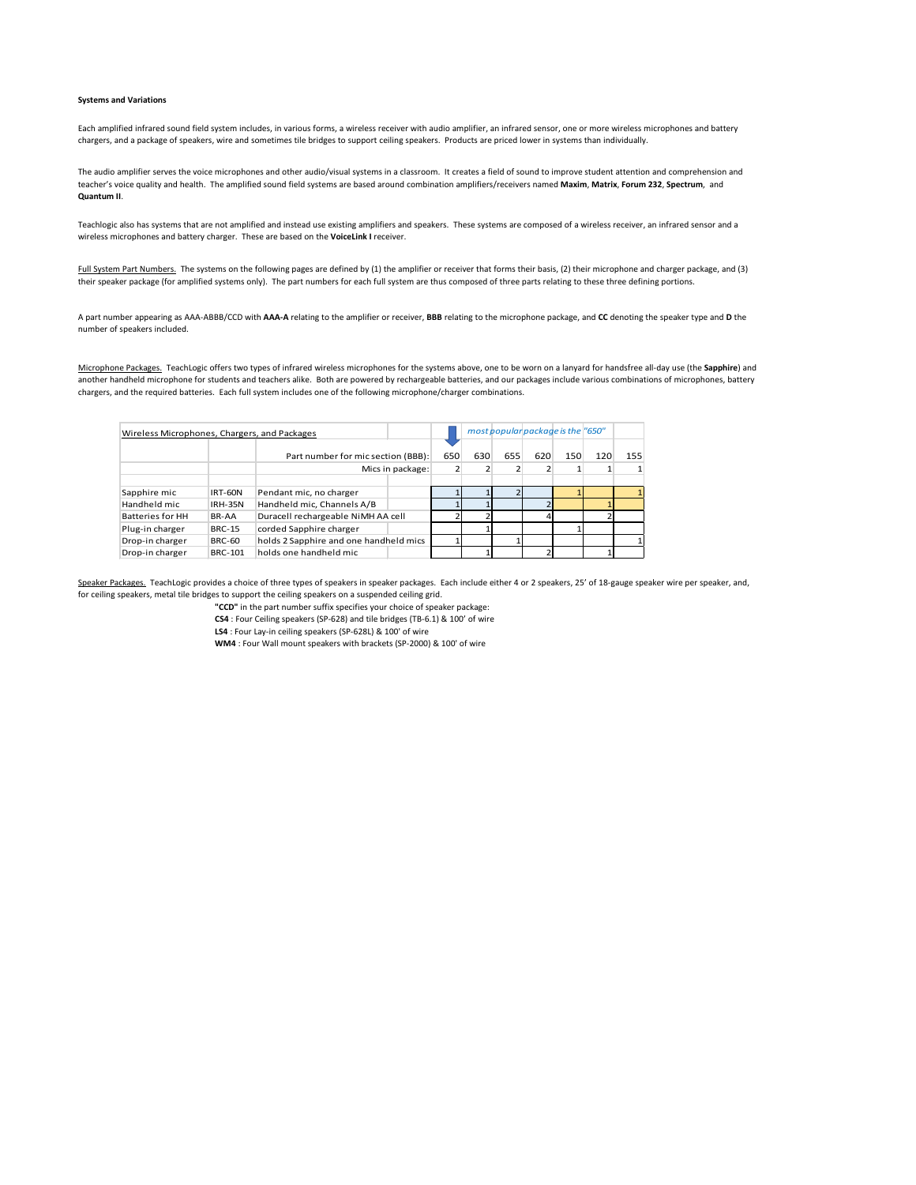**Systems and Variations**

Each amplified infrared sound field system includes, in various forms, a wireless receiver with audio amplifier, an infrared sensor, one or more wireless microphones and battery chargers, and a package of speakers, wire and sometimes tile bridges to support ceiling speakers. Products are priced lower in systems than individually.

The audio amplifier serves the voice microphones and other audio/visual systems in a classroom. It creates a field of sound to improve student attention and comprehension and teacher's voice quality and health. The amplified sound field systems are based around combination amplifiers/receivers named **Maxim**, **Matrix**, **Forum 232**, **Spectrum**, and **Quantum II**.

Teachlogic also has systems that are not amplified and instead use existing amplifiers and speakers. These systems are composed of a wireless receiver, an infrared sensor and a wireless microphones and battery charger. These are based on the **VoiceLink I** receiver.

Full System Part Numbers. The systems on the following pages are defined by (1) the amplifier or receiver that forms their basis, (2) their microphone and charger package, and (3) their speaker package (for amplified systems only). The part numbers for each full system are thus composed of three parts relating to these three defining portions.

A part number appearing as AAA-ABBB/CCD with **AAA-A** relating to the amplifier or receiver, **BBB** relating to the microphone package, and **CC** denoting the speaker type and **D** the number of speakers included.

Microphone Packages. TeachLogic offers two types of infrared wireless microphones for the systems above, one to be worn on a lanyard for handsfree all-day use (the **Sapphire**) and another handheld microphone for students and teachers alike. Both are powered by rechargeable batteries, and our packages include various combinations of microphones, battery chargers, and the required batteries. Each full system includes one of the following microphone/charger combinations.

| Wireless Microphones, Chargers, and Packages | | | *most popular package is the "650"* | | | | | | |
|---|---|---|---|---|---|---|---|---|---|
| | | Part number for mic section (BBB): | 650 | 630 | 655 | 620 | 150 | 120 | 155 |
| | | Mics in package: | 2 | 2 | 2 | 2 | 1 | 1 | 1 |
| Sapphire mic | IRT-60N | Pendant mic, no charger | 1 | 1 | 2 | | 1 | | 1 |
| Handheld mic | IRH-35N | Handheld mic, Channels A/B | 1 | 1 | | 2 | | 1 | |
| Batteries for HH | BR-AA | Duracell rechargeable NiMH AA cell | 2 | 2 | | 4 | | 2 | |
| Plug-in charger | BRC-15 | corded Sapphire charger | | 1 | | | 1 | | |
| Drop-in charger | BRC-60 | holds 2 Sapphire and one handheld mics | 1 | | 1 | | | | 1 |
| Drop-in charger | BRC-101 | holds one handheld mic | | 1 | | 2 | | 1 | |

Speaker Packages. TeachLogic provides a choice of three types of speakers in speaker packages. Each include either 4 or 2 speakers, 25' of 18-gauge speaker wire per speaker, and, for ceiling speakers, metal tile bridges to support the ceiling speakers on a suspended ceiling grid.

**"CCD"** in the part number suffix specifies your choice of speaker package:

**CS4** : Four Ceiling speakers (SP-628) and tile bridges (TB-6.1) & 100' of wire

**LS4** : Four Lay-in ceiling speakers (SP-628L) & 100' of wire

**WM4** : Four Wall mount speakers with brackets (SP-2000) & 100' of wire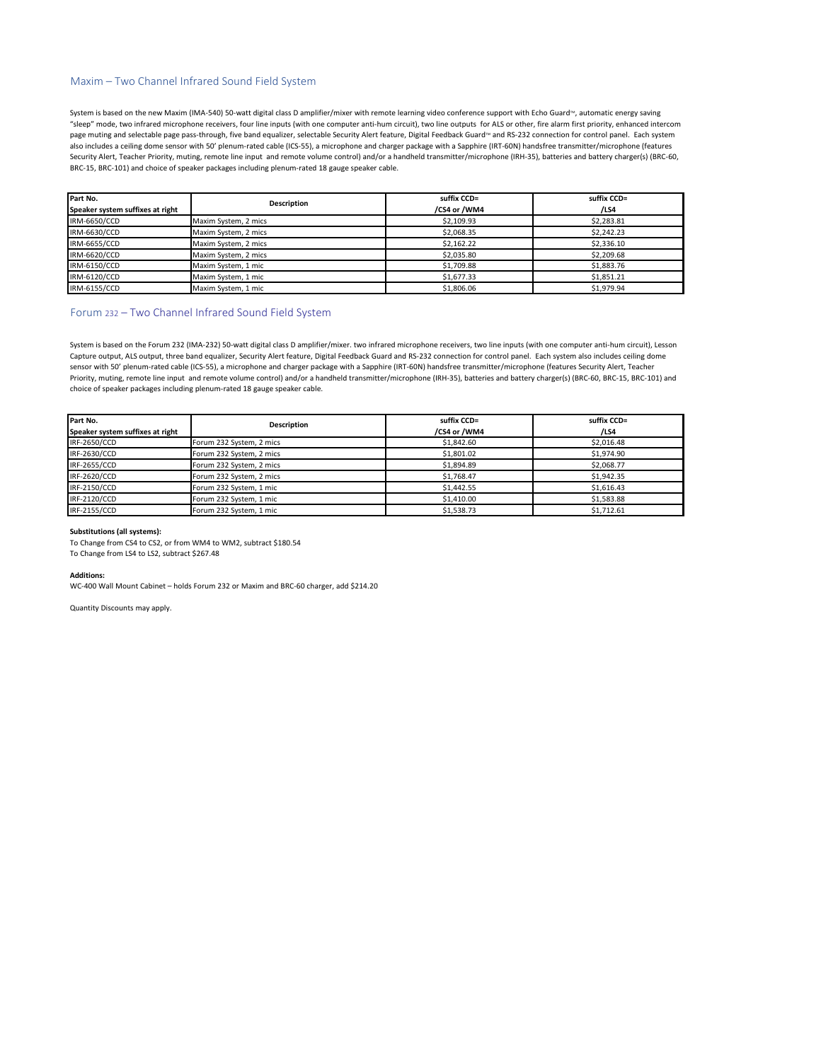## Maxim – Two Channel Infrared Sound Field System

System is based on the new Maxim (IMA-540) 50-watt digital class D amplifier/mixer with remote learning video conference support with Echo Guard™, automatic energy saving "sleep" mode, two infrared microphone receivers, four line inputs (with one computer anti-hum circuit), two line outputs for ALS or other, fire alarm first priority, enhanced intercom page muting and selectable page pass-through, five band equalizer, selectable Security Alert feature, Digital Feedback Guard™ and RS-232 connection for control panel. Each system also includes a ceiling dome sensor with 50' plenum-rated cable (ICS-55), a microphone and charger package with a Sapphire (IRT-60N) handsfree transmitter/microphone (features Security Alert, Teacher Priority, muting, remote line input and remote volume control) and/or a handheld transmitter/microphone (IRH-35), batteries and battery charger(s) (BRC-60, BRC-15, BRC-101) and choice of speaker packages including plenum-rated 18 gauge speaker cable.

| Part No.<br>Speaker system suffixes at right | Description | suffix CCD=<br>/CS4 or /WM4 | suffix CCD=<br>/LS4 |
|---|---|---|---|
| IRM-6650/CCD | Maxim System, 2 mics | $2,109.93 | $2,283.81 |
| IRM-6630/CCD | Maxim System, 2 mics | $2,068.35 | $2,242.23 |
| IRM-6655/CCD | Maxim System, 2 mics | $2,162.22 | $2,336.10 |
| IRM-6620/CCD | Maxim System, 2 mics | $2,035.80 | $2,209.68 |
| IRM-6150/CCD | Maxim System, 1 mic | $1,709.88 | $1,883.76 |
| IRM-6120/CCD | Maxim System, 1 mic | $1,677.33 | $1,851.21 |
| IRM-6155/CCD | Maxim System, 1 mic | $1,806.06 | $1,979.94 |

## Forum 232 – Two Channel Infrared Sound Field System

System is based on the Forum 232 (IMA-232) 50-watt digital class D amplifier/mixer. two infrared microphone receivers, two line inputs (with one computer anti-hum circuit), Lesson Capture output, ALS output, three band equalizer, Security Alert feature, Digital Feedback Guard and RS-232 connection for control panel. Each system also includes ceiling dome sensor with 50' plenum-rated cable (ICS-55), a microphone and charger package with a Sapphire (IRT-60N) handsfree transmitter/microphone (features Security Alert, Teacher Priority, muting, remote line input and remote volume control) and/or a handheld transmitter/microphone (IRH-35), batteries and battery charger(s) (BRC-60, BRC-15, BRC-101) and choice of speaker packages including plenum-rated 18 gauge speaker cable.

| Part No.<br>Speaker system suffixes at right | Description | suffix CCD=<br>/CS4 or /WM4 | suffix CCD=<br>/LS4 |
|---|---|---|---|
| IRF-2650/CCD | Forum 232 System, 2 mics | $1,842.60 | $2,016.48 |
| IRF-2630/CCD | Forum 232 System, 2 mics | $1,801.02 | $1,974.90 |
| IRF-2655/CCD | Forum 232 System, 2 mics | $1,894.89 | $2,068.77 |
| IRF-2620/CCD | Forum 232 System, 2 mics | $1,768.47 | $1,942.35 |
| IRF-2150/CCD | Forum 232 System, 1 mic | $1,442.55 | $1,616.43 |
| IRF-2120/CCD | Forum 232 System, 1 mic | $1,410.00 | $1,583.88 |
| IRF-2155/CCD | Forum 232 System, 1 mic | $1,538.73 | $1,712.61 |

**Substitutions (all systems):**

To Change from CS4 to CS2, or from WM4 to WM2, subtract $180.54
To Change from LS4 to LS2, subtract $267.48

**Additions:**

WC-400 Wall Mount Cabinet – holds Forum 232 or Maxim and BRC-60 charger, add $214.20

Quantity Discounts may apply.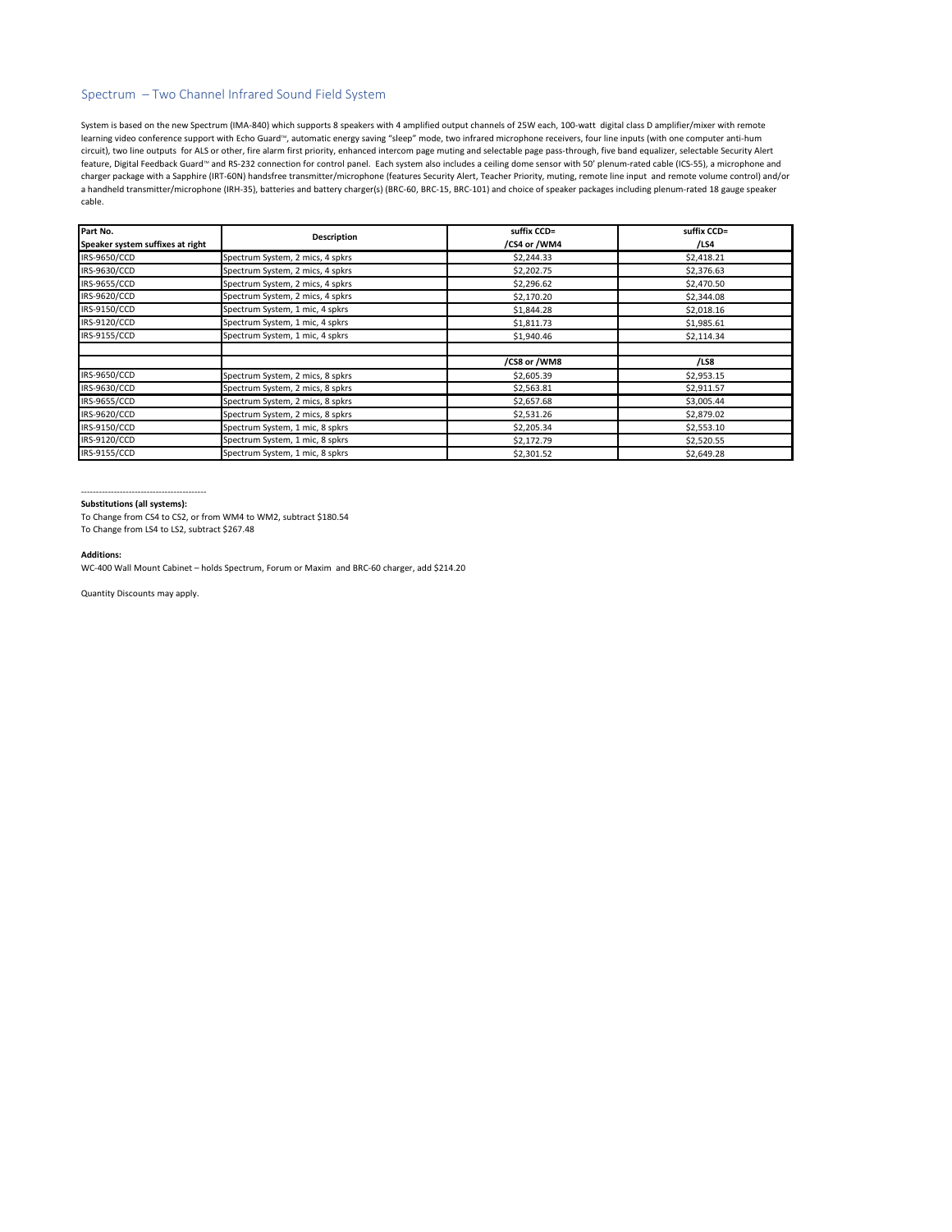## Spectrum – Two Channel Infrared Sound Field System

System is based on the new Spectrum (IMA-840) which supports 8 speakers with 4 amplified output channels of 25W each, 100-watt digital class D amplifier/mixer with remote learning video conference support with Echo Guard™, automatic energy saving "sleep" mode, two infrared microphone receivers, four line inputs (with one computer anti-hum circuit), two line outputs for ALS or other, fire alarm first priority, enhanced intercom page muting and selectable page pass-through, five band equalizer, selectable Security Alert feature, Digital Feedback Guard™ and RS-232 connection for control panel. Each system also includes a ceiling dome sensor with 50' plenum-rated cable (ICS-55), a microphone and charger package with a Sapphire (IRT-60N) handsfree transmitter/microphone (features Security Alert, Teacher Priority, muting, remote line input and remote volume control) and/or a handheld transmitter/microphone (IRH-35), batteries and battery charger(s) (BRC-60, BRC-15, BRC-101) and choice of speaker packages including plenum-rated 18 gauge speaker cable.

| Part No.<br>Speaker system suffixes at right | Description | suffix CCD=<br>/CS4 or /WM4 | suffix CCD=<br>/LS4 |
|---|---|---|---|
| IRS-9650/CCD | Spectrum System, 2 mics, 4 spkrs | $2,244.33 | $2,418.21 |
| IRS-9630/CCD | Spectrum System, 2 mics, 4 spkrs | $2,202.75 | $2,376.63 |
| IRS-9655/CCD | Spectrum System, 2 mics, 4 spkrs | $2,296.62 | $2,470.50 |
| IRS-9620/CCD | Spectrum System, 2 mics, 4 spkrs | $2,170.20 | $2,344.08 |
| IRS-9150/CCD | Spectrum System, 1 mic, 4 spkrs | $1,844.28 | $2,018.16 |
| IRS-9120/CCD | Spectrum System, 1 mic, 4 spkrs | $1,811.73 | $1,985.61 |
| IRS-9155/CCD | Spectrum System, 1 mic, 4 spkrs | $1,940.46 | $2,114.34 |
| | | | |
| | | **/CS8 or /WM8** | **/LS8** |
| IRS-9650/CCD | Spectrum System, 2 mics, 8 spkrs | $2,605.39 | $2,953.15 |
| IRS-9630/CCD | Spectrum System, 2 mics, 8 spkrs | $2,563.81 | $2,911.57 |
| IRS-9655/CCD | Spectrum System, 2 mics, 8 spkrs | $2,657.68 | $3,005.44 |
| IRS-9620/CCD | Spectrum System, 2 mics, 8 spkrs | $2,531.26 | $2,879.02 |
| IRS-9150/CCD | Spectrum System, 1 mic, 8 spkrs | $2,205.34 | $2,553.10 |
| IRS-9120/CCD | Spectrum System, 1 mic, 8 spkrs | $2,172.79 | $2,520.55 |
| IRS-9155/CCD | Spectrum System, 1 mic, 8 spkrs | $2,301.52 | $2,649.28 |

---

**Substitutions (all systems):**

To Change from CS4 to CS2, or from WM4 to WM2, subtract $180.54

To Change from LS4 to LS2, subtract $267.48

**Additions:**

WC-400 Wall Mount Cabinet – holds Spectrum, Forum or Maxim and BRC-60 charger, add $214.20

Quantity Discounts may apply.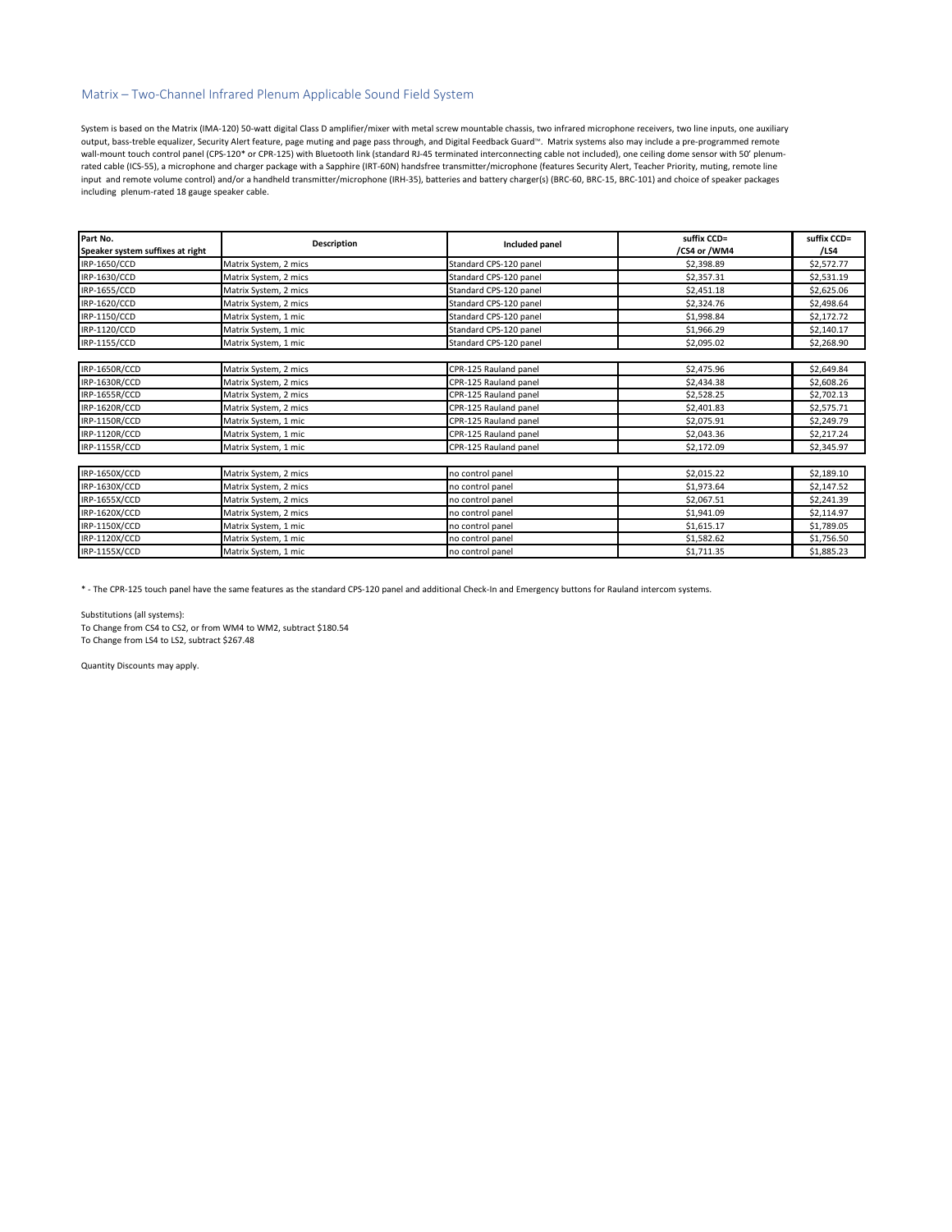## Matrix – Two-Channel Infrared Plenum Applicable Sound Field System

System is based on the Matrix (IMA-120) 50-watt digital Class D amplifier/mixer with metal screw mountable chassis, two infrared microphone receivers, two line inputs, one auxiliary output, bass-treble equalizer, Security Alert feature, page muting and page pass through, and Digital Feedback Guard™. Matrix systems also may include a pre-programmed remote wall-mount touch control panel (CPS-120* or CPR-125) with Bluetooth link (standard RJ-45 terminated interconnecting cable not included), one ceiling dome sensor with 50' plenum-rated cable (ICS-55), a microphone and charger package with a Sapphire (IRT-60N) handsfree transmitter/microphone (features Security Alert, Teacher Priority, muting, remote line input and remote volume control) and/or a handheld transmitter/microphone (IRH-35), batteries and battery charger(s) (BRC-60, BRC-15, BRC-101) and choice of speaker packages including plenum-rated 18 gauge speaker cable.

| Part No.<br>Speaker system suffixes at right | Description | Included panel | suffix CCD=<br>/CS4 or /WM4 | suffix CCD=<br>/LS4 |
|---|---|---|---|---|
| IRP-1650/CCD | Matrix System, 2 mics | Standard CPS-120 panel | $2,398.89 | $2,572.77 |
| IRP-1630/CCD | Matrix System, 2 mics | Standard CPS-120 panel | $2,357.31 | $2,531.19 |
| IRP-1655/CCD | Matrix System, 2 mics | Standard CPS-120 panel | $2,451.18 | $2,625.06 |
| IRP-1620/CCD | Matrix System, 2 mics | Standard CPS-120 panel | $2,324.76 | $2,498.64 |
| IRP-1150/CCD | Matrix System, 1 mic | Standard CPS-120 panel | $1,998.84 | $2,172.72 |
| IRP-1120/CCD | Matrix System, 1 mic | Standard CPS-120 panel | $1,966.29 | $2,140.17 |
| IRP-1155/CCD | Matrix System, 1 mic | Standard CPS-120 panel | $2,095.02 | $2,268.90 |
| | | | | |
| IRP-1650R/CCD | Matrix System, 2 mics | CPR-125 Rauland panel | $2,475.96 | $2,649.84 |
| IRP-1630R/CCD | Matrix System, 2 mics | CPR-125 Rauland panel | $2,434.38 | $2,608.26 |
| IRP-1655R/CCD | Matrix System, 2 mics | CPR-125 Rauland panel | $2,528.25 | $2,702.13 |
| IRP-1620R/CCD | Matrix System, 2 mics | CPR-125 Rauland panel | $2,401.83 | $2,575.71 |
| IRP-1150R/CCD | Matrix System, 1 mic | CPR-125 Rauland panel | $2,075.91 | $2,249.79 |
| IRP-1120R/CCD | Matrix System, 1 mic | CPR-125 Rauland panel | $2,043.36 | $2,217.24 |
| IRP-1155R/CCD | Matrix System, 1 mic | CPR-125 Rauland panel | $2,172.09 | $2,345.97 |
| | | | | |
| IRP-1650X/CCD | Matrix System, 2 mics | no control panel | $2,015.22 | $2,189.10 |
| IRP-1630X/CCD | Matrix System, 2 mics | no control panel | $1,973.64 | $2,147.52 |
| IRP-1655X/CCD | Matrix System, 2 mics | no control panel | $2,067.51 | $2,241.39 |
| IRP-1620X/CCD | Matrix System, 2 mics | no control panel | $1,941.09 | $2,114.97 |
| IRP-1150X/CCD | Matrix System, 1 mic | no control panel | $1,615.17 | $1,789.05 |
| IRP-1120X/CCD | Matrix System, 1 mic | no control panel | $1,582.62 | $1,756.50 |
| IRP-1155X/CCD | Matrix System, 1 mic | no control panel | $1,711.35 | $1,885.23 |

* - The CPR-125 touch panel have the same features as the standard CPS-120 panel and additional Check-In and Emergency buttons for Rauland intercom systems.

Substitutions (all systems):
To Change from CS4 to CS2, or from WM4 to WM2, subtract $180.54
To Change from LS4 to LS2, subtract $267.48

Quantity Discounts may apply.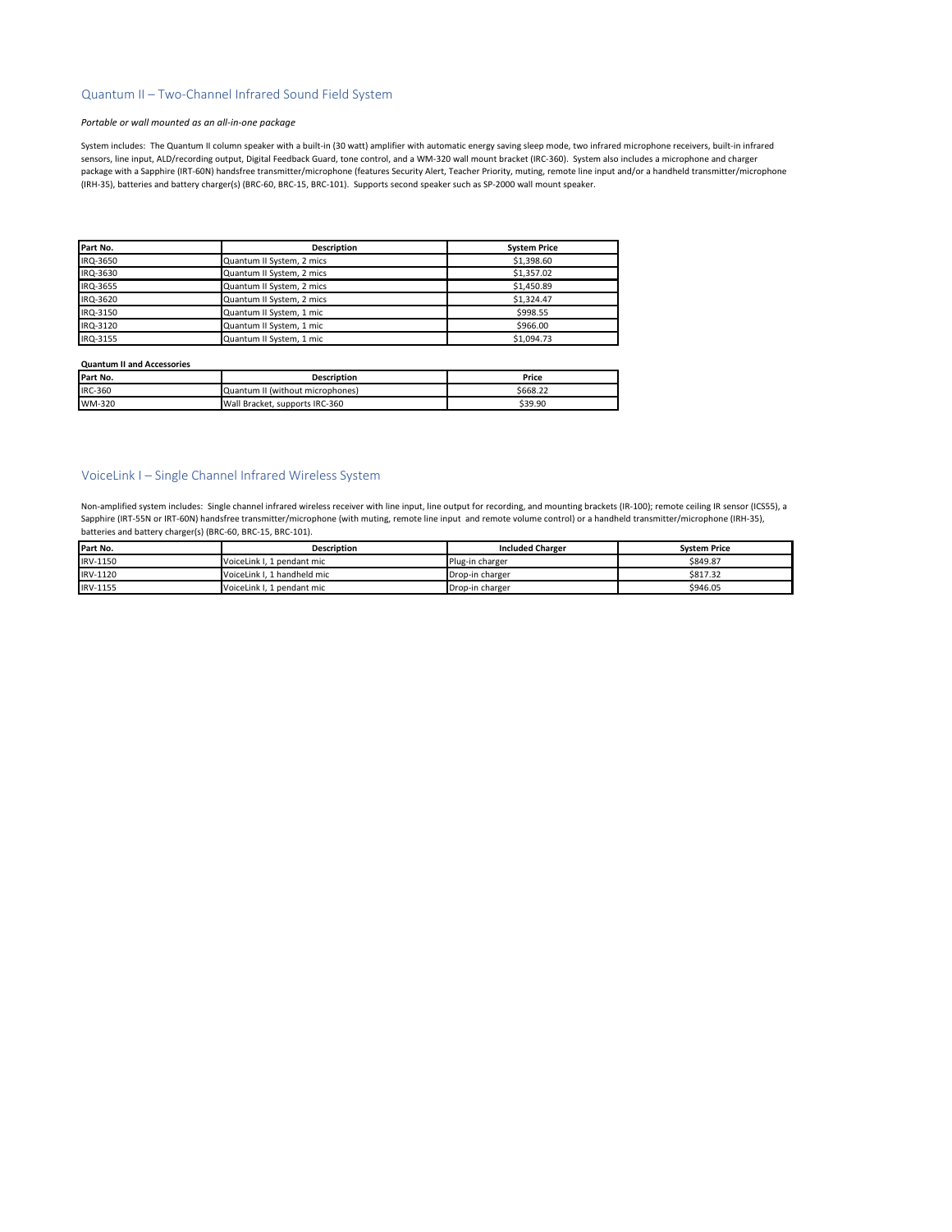## Quantum II – Two-Channel Infrared Sound Field System

*Portable or wall mounted as an all-in-one package*

System includes: The Quantum II column speaker with a built-in (30 watt) amplifier with automatic energy saving sleep mode, two infrared microphone receivers, built-in infrared sensors, line input, ALD/recording output, Digital Feedback Guard, tone control, and a WM-320 wall mount bracket (IRC-360). System also includes a microphone and charger package with a Sapphire (IRT-60N) handsfree transmitter/microphone (features Security Alert, Teacher Priority, muting, remote line input and/or a handheld transmitter/microphone (IRH-35), batteries and battery charger(s) (BRC-60, BRC-15, BRC-101). Supports second speaker such as SP-2000 wall mount speaker.

| Part No. | Description | System Price |
|---|---|---|
| IRQ-3650 | Quantum II System, 2 mics | $1,398.60 |
| IRQ-3630 | Quantum II System, 2 mics | $1,357.02 |
| IRQ-3655 | Quantum II System, 2 mics | $1,450.89 |
| IRQ-3620 | Quantum II System, 2 mics | $1,324.47 |
| IRQ-3150 | Quantum II System, 1 mic | $998.55 |
| IRQ-3120 | Quantum II System, 1 mic | $966.00 |
| IRQ-3155 | Quantum II System, 1 mic | $1,094.73 |

**Quantum II and Accessories**

| Part No. | Description | Price |
|---|---|---|
| IRC-360 | Quantum II (without microphones) | $668.22 |
| WM-320 | Wall Bracket, supports IRC-360 | $39.90 |

## VoiceLink I – Single Channel Infrared Wireless System

Non-amplified system includes: Single channel infrared wireless receiver with line input, line output for recording, and mounting brackets (IR-100); remote ceiling IR sensor (ICS55), a Sapphire (IRT-55N or IRT-60N) handsfree transmitter/microphone (with muting, remote line input and remote volume control) or a handheld transmitter/microphone (IRH-35), batteries and battery charger(s) (BRC-60, BRC-15, BRC-101).

| Part No. | Description | Included Charger | System Price |
|---|---|---|---|
| IRV-1150 | VoiceLink I, 1 pendant mic | Plug-in charger | $849.87 |
| IRV-1120 | VoiceLink I, 1 handheld mic | Drop-in charger | $817.32 |
| IRV-1155 | VoiceLink I, 1 pendant mic | Drop-in charger | $946.05 |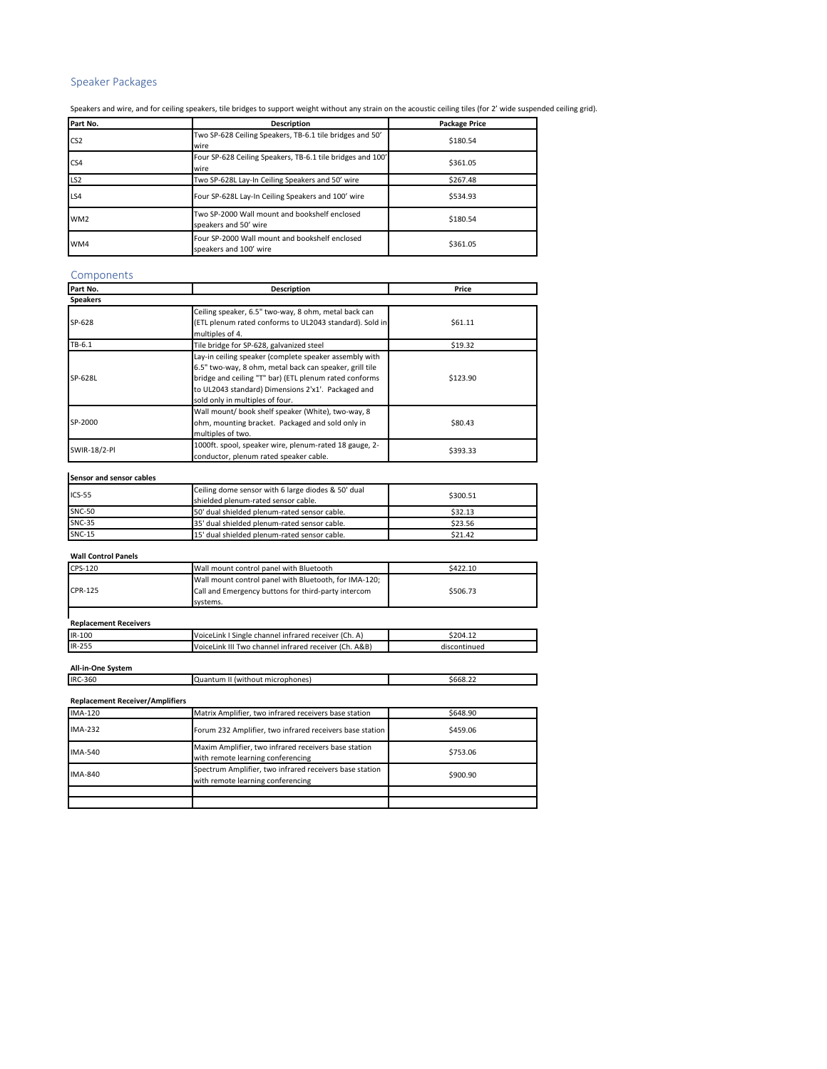## Speaker Packages

Speakers and wire, and for ceiling speakers, tile bridges to support weight without any strain on the acoustic ceiling tiles (for 2' wide suspended ceiling grid).

| Part No. | Description | Package Price |
|---|---|---|
| CS2 | Two SP-628 Ceiling Speakers, TB-6.1 tile bridges and 50' wire | $180.54 |
| CS4 | Four SP-628 Ceiling Speakers, TB-6.1 tile bridges and 100' wire | $361.05 |
| LS2 | Two SP-628L Lay-In Ceiling Speakers and 50' wire | $267.48 |
| LS4 | Four SP-628L Lay-In Ceiling Speakers and 100' wire | $534.93 |
| WM2 | Two SP-2000 Wall mount and bookshelf enclosed speakers and 50' wire | $180.54 |
| WM4 | Four SP-2000 Wall mount and bookshelf enclosed speakers and 100' wire | $361.05 |

## Components

| Part No. | Description | Price |
|---|---|---|
| **Speakers** | | |
| SP-628 | Ceiling speaker, 6.5" two-way, 8 ohm, metal back can (ETL plenum rated conforms to UL2043 standard). Sold in multiples of 4. | $61.11 |
| TB-6.1 | Tile bridge for SP-628, galvanized steel | $19.32 |
| SP-628L | Lay-in ceiling speaker (complete speaker assembly with 6.5" two-way, 8 ohm, metal back can speaker, grill tile bridge and ceiling "T" bar) (ETL plenum rated conforms to UL2043 standard) Dimensions 2'x1'. Packaged and sold only in multiples of four. | $123.90 |
| SP-2000 | Wall mount/ book shelf speaker (White), two-way, 8 ohm, mounting bracket. Packaged and sold only in multiples of two. | $80.43 |
| SWIR-18/2-Pl | 1000ft. spool, speaker wire, plenum-rated 18 gauge, 2-conductor, plenum rated speaker cable. | $393.33 |

**Sensor and sensor cables**

| | | |
|---|---|---|
| ICS-55 | Ceiling dome sensor with 6 large diodes & 50' dual shielded plenum-rated sensor cable. | $300.51 |
| SNC-50 | 50' dual shielded plenum-rated sensor cable. | $32.13 |
| SNC-35 | 35' dual shielded plenum-rated sensor cable. | $23.56 |
| SNC-15 | 15' dual shielded plenum-rated sensor cable. | $21.42 |

**Wall Control Panels**

| | | |
|---|---|---|
| CPS-120 | Wall mount control panel with Bluetooth | $422.10 |
| CPR-125 | Wall mount control panel with Bluetooth, for IMA-120; Call and Emergency buttons for third-party intercom systems. | $506.73 |

**Replacement Receivers**

| | | |
|---|---|---|
| IR-100 | VoiceLink I Single channel infrared receiver (Ch. A) | $204.12 |
| IR-255 | VoiceLink III Two channel infrared receiver (Ch. A&B) | discontinued |

**All-in-One System**

| | | |
|---|---|---|
| IRC-360 | Quantum II (without microphones) | $668.22 |

**Replacement Receiver/Amplifiers**

| | | |
|---|---|---|
| IMA-120 | Matrix Amplifier, two infrared receivers base station | $648.90 |
| IMA-232 | Forum 232 Amplifier, two infrared receivers base station | $459.06 |
| IMA-540 | Maxim Amplifier, two infrared receivers base station with remote learning conferencing | $753.06 |
| IMA-840 | Spectrum Amplifier, two infrared receivers base station with remote learning conferencing | $900.90 |
| | | |
| | | |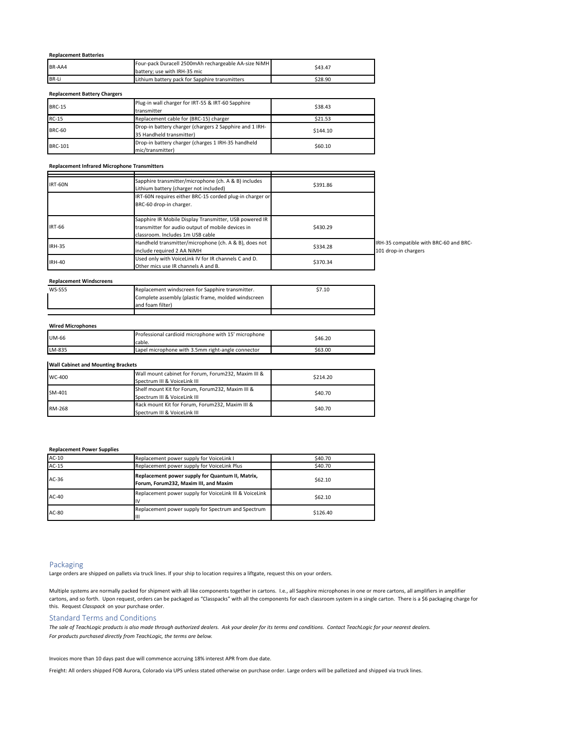**Replacement Batteries**

| | | |
|---|---|---|
| BR-AA4 | Four-pack Duracell 2500mAh rechargeable AA-size NiMH battery; use with IRH-35 mic | $43.47 |
| BR-Li | Lithium battery pack for Sapphire transmitters | $28.90 |

**Replacement Battery Chargers**

| | | |
|---|---|---|
| BRC-15 | Plug-in wall charger for IRT-55 & IRT-60 Sapphire transmitter | $38.43 |
| RC-15 | Replacement cable for (BRC-15) charger | $21.53 |
| BRC-60 | Drop-in battery charger (chargers 2 Sapphire and 1 IRH-35 Handheld transmitter) | $144.10 |
| BRC-101 | Drop-in battery charger (charges 1 IRH-35 handheld mic/transmitter) | $60.10 |

**Replacement Infrared Microphone Transmitters**

| | | | |
|---|---|---|---|
| IRT-60N | Sapphire transmitter/microphone (ch. A & B) includes Lithium battery (charger not included) | $391.86 | |
| | IRT-60N requires either BRC-15 corded plug-in charger or BRC-60 drop-in charger. | | |
| IRT-66 | Sapphire IR Mobile Display Transmitter, USB powered IR transmitter for audio output of mobile devices in classroom. Includes 1m USB cable | $430.29 | |
| IRH-35 | Handheld transmitter/microphone (ch. A & B), does not include required 2 AA NiMH | $334.28 | IRH-35 compatible with BRC-60 and BRC-101 drop-in chargers |
| IRH-40 | Used only with VoiceLink IV for IR channels C and D. Other mics use IR channels A and B. | $370.34 | |

**Replacement Windscreens**

| | | |
|---|---|---|
| WS-S55 | Replacement windscreen for Sapphire transmitter. Complete assembly (plastic frame, molded windscreen and foam filter) | $7.10 |

**Wired Microphones**

| | | |
|---|---|---|
| UM-66 | Professional cardioid microphone with 15' microphone cable. | $46.20 |
| LM-835 | Lapel microphone with 3.5mm right-angle connector | $63.00 |

**Wall Cabinet and Mounting Brackets**

| | | |
|---|---|---|
| WC-400 | Wall mount cabinet for Forum, Forum232, Maxim III & Spectrum III & VoiceLink III | $214.20 |
| SM-401 | Shelf mount Kit for Forum, Forum232, Maxim III & Spectrum III & VoiceLink III | $40.70 |
| RM-268 | Rack mount Kit for Forum, Forum232, Maxim III & Spectrum III & VoiceLink III | $40.70 |

**Replacement Power Supplies**

| | | |
|---|---|---|
| AC-10 | Replacement power supply for VoiceLink I | $40.70 |
| AC-15 | Replacement power supply for VoiceLink Plus | $40.70 |
| AC-36 | **Replacement power supply for Quantum II, Matrix, Forum, Forum232, Maxim III, and Maxim** | $62.10 |
| AC-40 | Replacement power supply for VoiceLink III & VoiceLink IV | $62.10 |
| AC-80 | Replacement power supply for Spectrum and Spectrum III | $126.40 |

## Packaging

Large orders are shipped on pallets via truck lines. If your ship to location requires a liftgate, request this on your orders.

Multiple systems are normally packed for shipment with all like components together in cartons. I.e., all Sapphire microphones in one or more cartons, all amplifiers in amplifier cartons, and so forth. Upon request, orders can be packaged as "Classpacks" with all the components for each classroom system in a single carton. There is a $6 packaging charge for this. Request *Classpack* on your purchase order.

## Standard Terms and Conditions

*The sale of TeachLogic products is also made through authorized dealers. Ask your dealer for its terms and conditions. Contact TeachLogic for your nearest dealers.*

*For products purchased directly from TeachLogic, the terms are below.*

Invoices more than 10 days past due will commence accruing 18% interest APR from due date.

Freight: All orders shipped FOB Aurora, Colorado via UPS unless stated otherwise on purchase order. Large orders will be palletized and shipped via truck lines.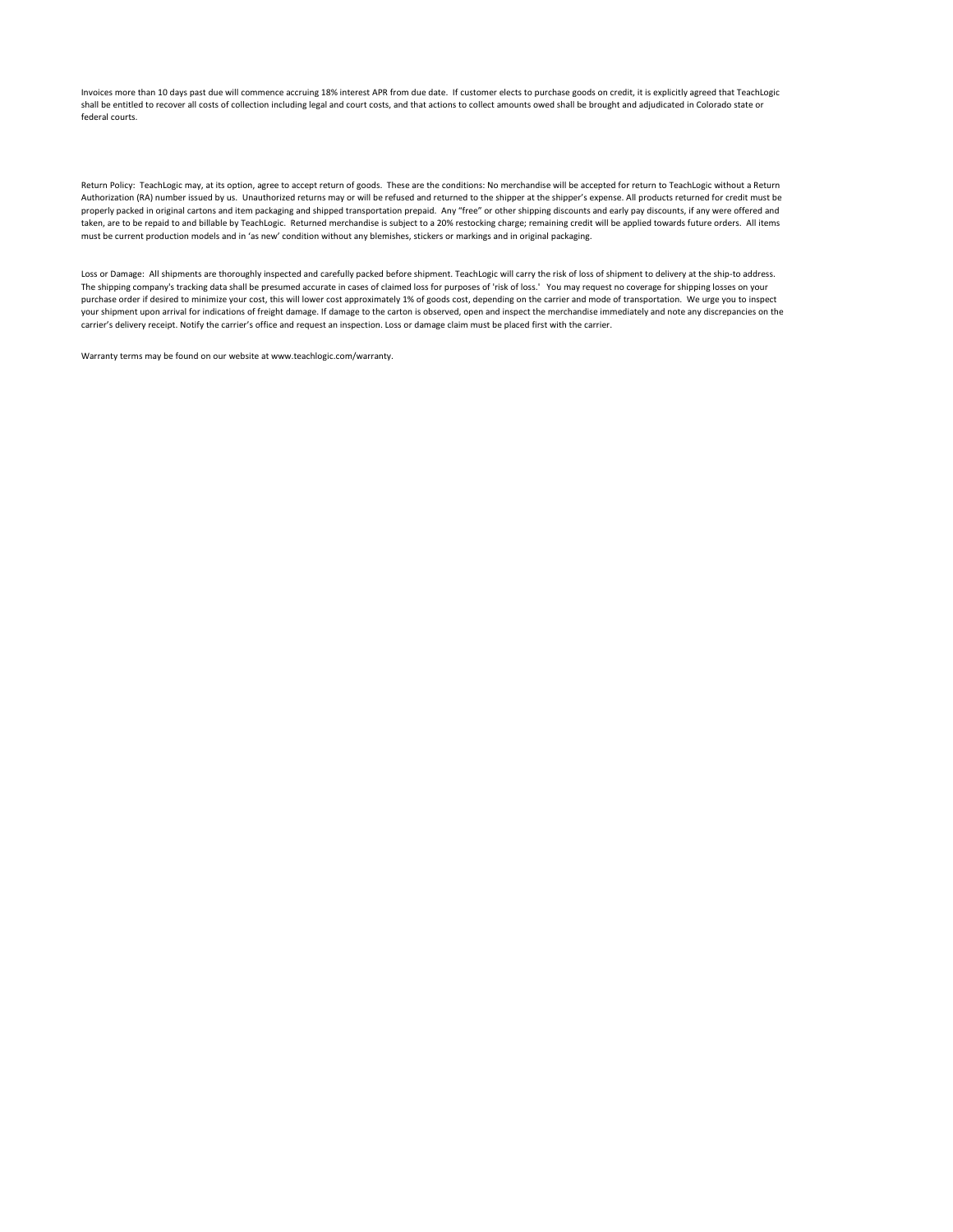Invoices more than 10 days past due will commence accruing 18% interest APR from due date. If customer elects to purchase goods on credit, it is explicitly agreed that TeachLogic shall be entitled to recover all costs of collection including legal and court costs, and that actions to collect amounts owed shall be brought and adjudicated in Colorado state or federal courts.

Return Policy: TeachLogic may, at its option, agree to accept return of goods. These are the conditions: No merchandise will be accepted for return to TeachLogic without a Return Authorization (RA) number issued by us. Unauthorized returns may or will be refused and returned to the shipper at the shipper's expense. All products returned for credit must be properly packed in original cartons and item packaging and shipped transportation prepaid. Any "free" or other shipping discounts and early pay discounts, if any were offered and taken, are to be repaid to and billable by TeachLogic. Returned merchandise is subject to a 20% restocking charge; remaining credit will be applied towards future orders. All items must be current production models and in 'as new' condition without any blemishes, stickers or markings and in original packaging.

Loss or Damage: All shipments are thoroughly inspected and carefully packed before shipment. TeachLogic will carry the risk of loss of shipment to delivery at the ship-to address. The shipping company's tracking data shall be presumed accurate in cases of claimed loss for purposes of 'risk of loss.' You may request no coverage for shipping losses on your purchase order if desired to minimize your cost, this will lower cost approximately 1% of goods cost, depending on the carrier and mode of transportation. We urge you to inspect your shipment upon arrival for indications of freight damage. If damage to the carton is observed, open and inspect the merchandise immediately and note any discrepancies on the carrier's delivery receipt. Notify the carrier's office and request an inspection. Loss or damage claim must be placed first with the carrier.

Warranty terms may be found on our website at www.teachlogic.com/warranty.